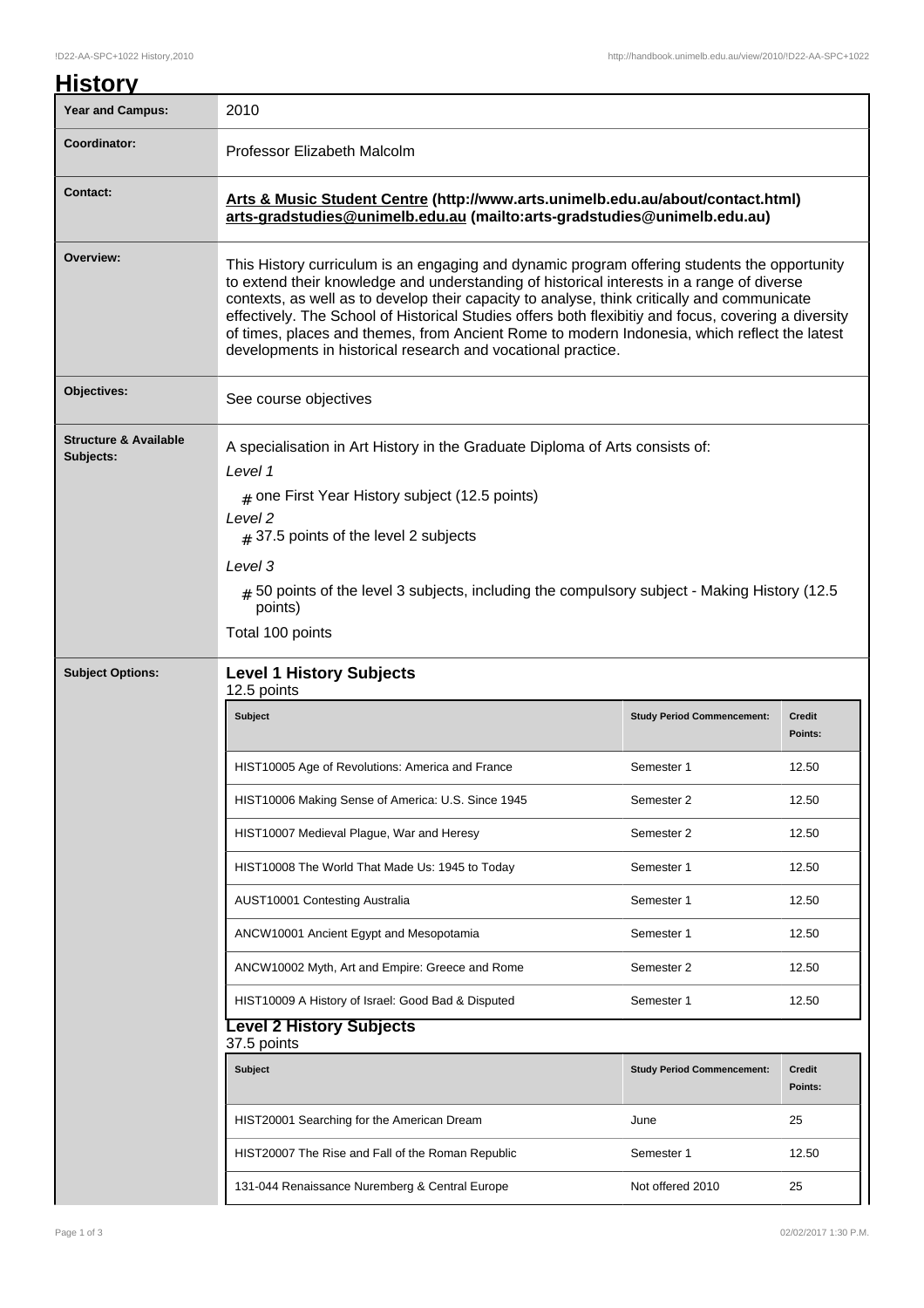# History

| | |
|---|---|
| **Year and Campus:** | 2010 |
| **Coordinator:** | Professor Elizabeth Malcolm |
| **Contact:** | **Arts & Music Student Centre (http://www.arts.unimelb.edu.au/about/contact.html)** **arts-gradstudies@unimelb.edu.au (mailto:arts-gradstudies@unimelb.edu.au)** |
| **Overview:** | This History curriculum is an engaging and dynamic program offering students the opportunity to extend their knowledge and understanding of historical interests in a range of diverse contexts, as well as to develop their capacity to analyse, think critically and communicate effectively. The School of Historical Studies offers both flexibitiy and focus, covering a diversity of times, places and themes, from Ancient Rome to modern Indonesia, which reflect the latest developments in historical research and vocational practice. |
| **Objectives:** | See course objectives |
| **Structure & Available Subjects:** | A specialisation in Art History in the Graduate Diploma of Arts consists of: *Level 1* # one First Year History subject (12.5 points) *Level 2* # 37.5 points of the level 2 subjects *Level 3* # 50 points of the level 3 subjects, including the compulsory subject - Making History (12.5 points) Total 100 points |

**Subject Options:**

### Level 1 History Subjects

12.5 points

| Subject | Study Period Commencement: | Credit Points: |
|---|---|---|
| HIST10005 Age of Revolutions: America and France | Semester 1 | 12.50 |
| HIST10006 Making Sense of America: U.S. Since 1945 | Semester 2 | 12.50 |
| HIST10007 Medieval Plague, War and Heresy | Semester 2 | 12.50 |
| HIST10008 The World That Made Us: 1945 to Today | Semester 1 | 12.50 |
| AUST10001 Contesting Australia | Semester 1 | 12.50 |
| ANCW10001 Ancient Egypt and Mesopotamia | Semester 1 | 12.50 |
| ANCW10002 Myth, Art and Empire: Greece and Rome | Semester 2 | 12.50 |
| HIST10009 A History of Israel: Good Bad & Disputed | Semester 1 | 12.50 |

### Level 2 History Subjects

37.5 points

| Subject | Study Period Commencement: | Credit Points: |
|---|---|---|
| HIST20001 Searching for the American Dream | June | 25 |
| HIST20007 The Rise and Fall of the Roman Republic | Semester 1 | 12.50 |
| 131-044 Renaissance Nuremberg & Central Europe | Not offered 2010 | 25 |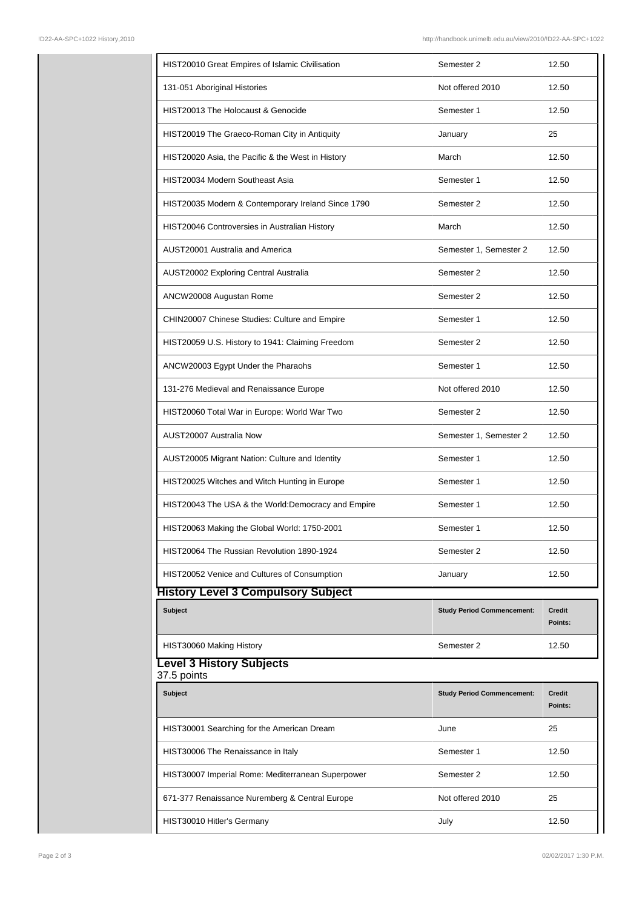| | | |
|---|---|---|
| HIST20010 Great Empires of Islamic Civilisation | Semester 2 | 12.50 |
| 131-051 Aboriginal Histories | Not offered 2010 | 12.50 |
| HIST20013 The Holocaust & Genocide | Semester 1 | 12.50 |
| HIST20019 The Graeco-Roman City in Antiquity | January | 25 |
| HIST20020 Asia, the Pacific & the West in History | March | 12.50 |
| HIST20034 Modern Southeast Asia | Semester 1 | 12.50 |
| HIST20035 Modern & Contemporary Ireland Since 1790 | Semester 2 | 12.50 |
| HIST20046 Controversies in Australian History | March | 12.50 |
| AUST20001 Australia and America | Semester 1, Semester 2 | 12.50 |
| AUST20002 Exploring Central Australia | Semester 2 | 12.50 |
| ANCW20008 Augustan Rome | Semester 2 | 12.50 |
| CHIN20007 Chinese Studies: Culture and Empire | Semester 1 | 12.50 |
| HIST20059 U.S. History to 1941: Claiming Freedom | Semester 2 | 12.50 |
| ANCW20003 Egypt Under the Pharaohs | Semester 1 | 12.50 |
| 131-276 Medieval and Renaissance Europe | Not offered 2010 | 12.50 |
| HIST20060 Total War in Europe: World War Two | Semester 2 | 12.50 |
| AUST20007 Australia Now | Semester 1, Semester 2 | 12.50 |
| AUST20005 Migrant Nation: Culture and Identity | Semester 1 | 12.50 |
| HIST20025 Witches and Witch Hunting in Europe | Semester 1 | 12.50 |
| HIST20043 The USA & the World:Democracy and Empire | Semester 1 | 12.50 |
| HIST20063 Making the Global World: 1750-2001 | Semester 1 | 12.50 |
| HIST20064 The Russian Revolution 1890-1924 | Semester 2 | 12.50 |
| HIST20052 Venice and Cultures of Consumption | January | 12.50 |

## History Level 3 Compulsory Subject

| Subject | Study Period Commencement: | Credit Points: |
|---|---|---|
| HIST30060 Making History | Semester 2 | 12.50 |

## Level 3 History Subjects

37.5 points

| Subject | Study Period Commencement: | Credit Points: |
|---|---|---|
| HIST30001 Searching for the American Dream | June | 25 |
| HIST30006 The Renaissance in Italy | Semester 1 | 12.50 |
| HIST30007 Imperial Rome: Mediterranean Superpower | Semester 2 | 12.50 |
| 671-377 Renaissance Nuremberg & Central Europe | Not offered 2010 | 25 |
| HIST30010 Hitler's Germany | July | 12.50 |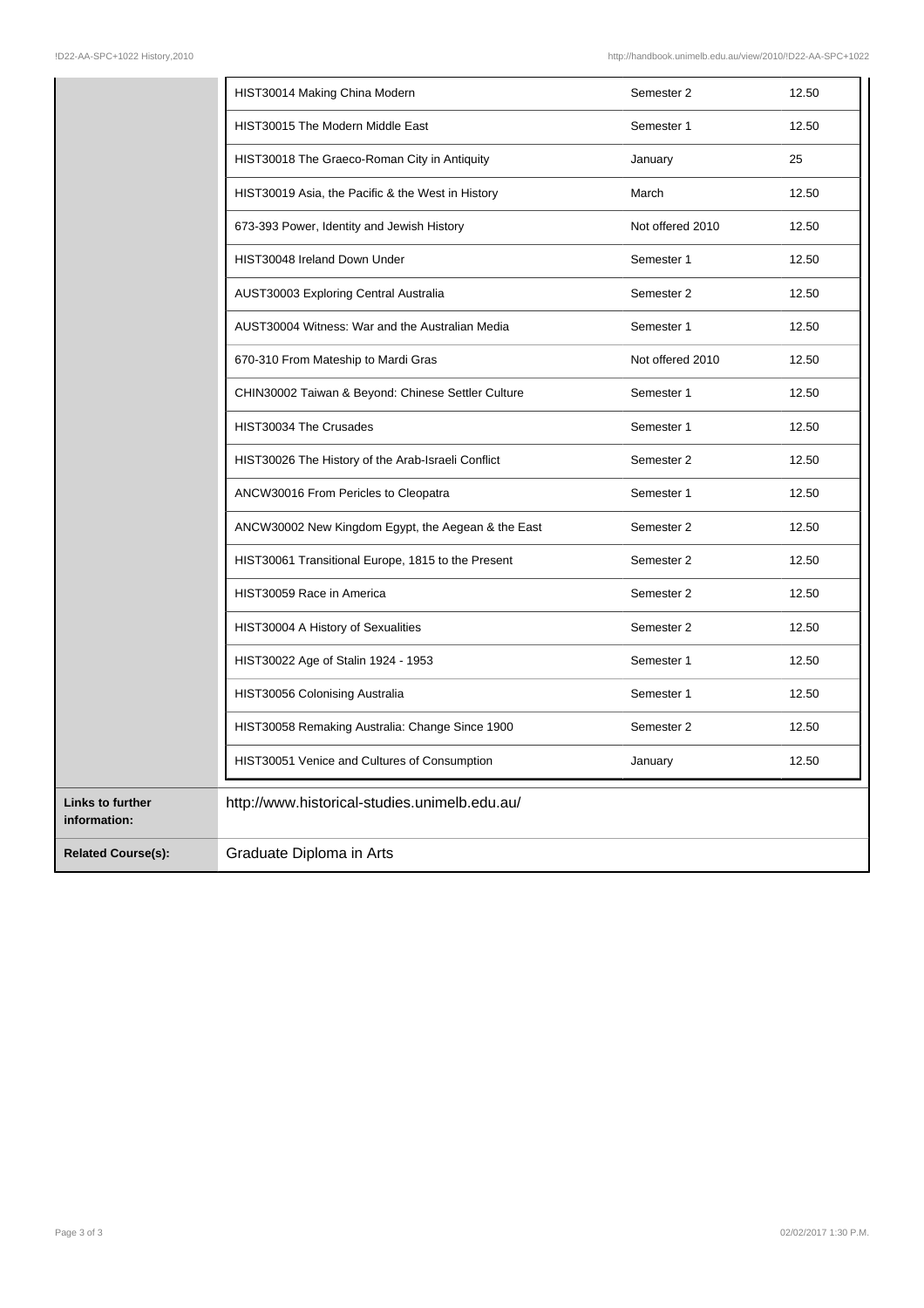| | | |
|---|---|---|
| HIST30014 Making China Modern | Semester 2 | 12.50 |
| HIST30015 The Modern Middle East | Semester 1 | 12.50 |
| HIST30018 The Graeco-Roman City in Antiquity | January | 25 |
| HIST30019 Asia, the Pacific & the West in History | March | 12.50 |
| 673-393 Power, Identity and Jewish History | Not offered 2010 | 12.50 |
| HIST30048 Ireland Down Under | Semester 1 | 12.50 |
| AUST30003 Exploring Central Australia | Semester 2 | 12.50 |
| AUST30004 Witness: War and the Australian Media | Semester 1 | 12.50 |
| 670-310 From Mateship to Mardi Gras | Not offered 2010 | 12.50 |
| CHIN30002 Taiwan & Beyond: Chinese Settler Culture | Semester 1 | 12.50 |
| HIST30034 The Crusades | Semester 1 | 12.50 |
| HIST30026 The History of the Arab-Israeli Conflict | Semester 2 | 12.50 |
| ANCW30016 From Pericles to Cleopatra | Semester 1 | 12.50 |
| ANCW30002 New Kingdom Egypt, the Aegean & the East | Semester 2 | 12.50 |
| HIST30061 Transitional Europe, 1815 to the Present | Semester 2 | 12.50 |
| HIST30059 Race in America | Semester 2 | 12.50 |
| HIST30004 A History of Sexualities | Semester 2 | 12.50 |
| HIST30022 Age of Stalin 1924 - 1953 | Semester 1 | 12.50 |
| HIST30056 Colonising Australia | Semester 1 | 12.50 |
| HIST30058 Remaking Australia: Change Since 1900 | Semester 2 | 12.50 |
| HIST30051 Venice and Cultures of Consumption | January | 12.50 |

| | |
|---|---|
| **Links to further information:** | http://www.historical-studies.unimelb.edu.au/ |
| **Related Course(s):** | Graduate Diploma in Arts |